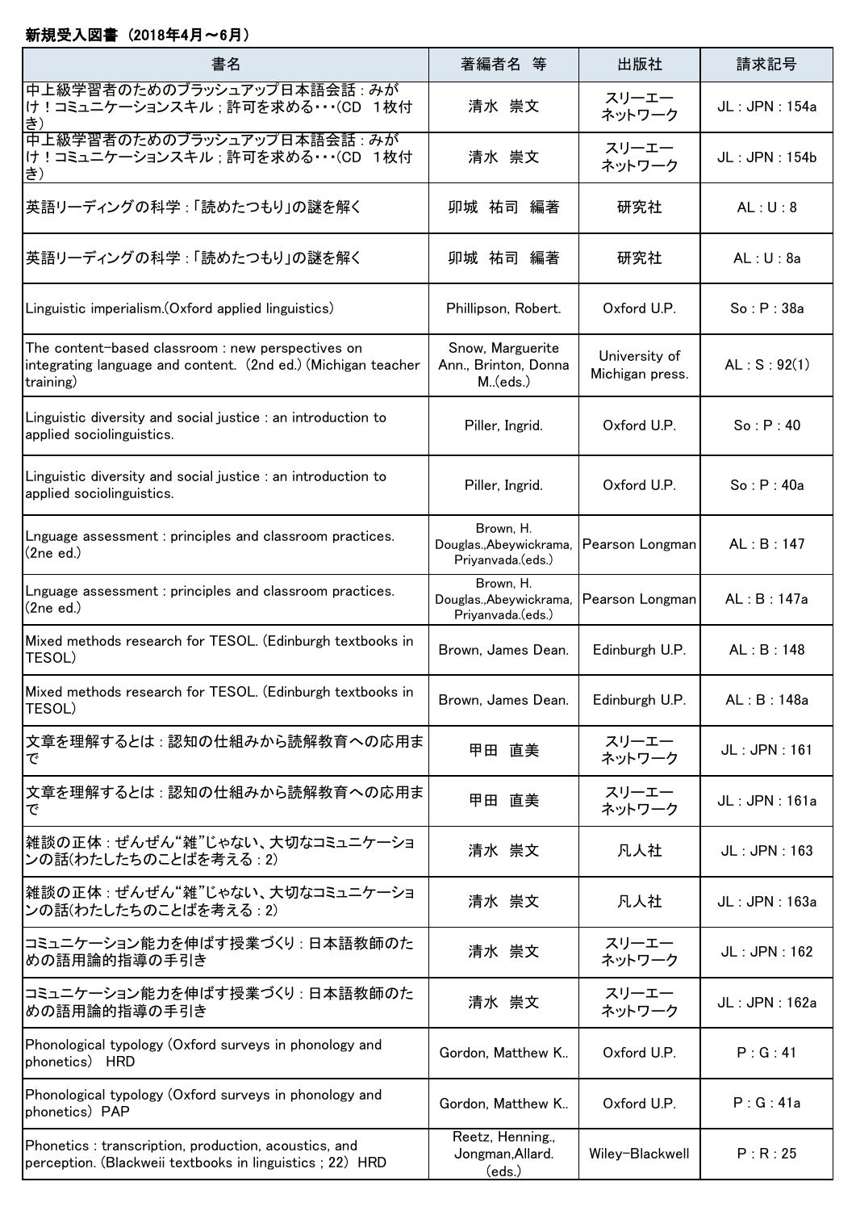**新規受入図書 （2018年4月～6月）**

| 書名 | 著編者名　等 | 出版社 | 請求記号 |
|---|---|---|---|
| 中上級学習者のためのブラッシュアップ日本語会話 : みがけ！コミュニケーションスキル ; 許可を求める･･･(CD　1枚付き) | 清水　崇文 | スリーエーネットワーク | JL : JPN : 154a |
| 中上級学習者のためのブラッシュアップ日本語会話 : みがけ！コミュニケーションスキル ; 許可を求める･･･(CD　1枚付き) | 清水　崇文 | スリーエーネットワーク | JL : JPN : 154b |
| 英語リーディングの科学 : 「読めたつもり」の謎を解く | 卯城　祐司　編著 | 研究社 | AL : U : 8 |
| 英語リーディングの科学 : 「読めたつもり」の謎を解く | 卯城　祐司　編著 | 研究社 | AL : U : 8a |
| Linguistic imperialism.(Oxford applied linguistics) | Phillipson, Robert. | Oxford U.P. | So : P : 38a |
| The content-based classroom : new perspectives on integrating language and content. (2nd ed.) (Michigan teacher training) | Snow, Marguerite Ann., Brinton, Donna M..(eds.) | University of Michigan press. | AL : S : 92(1) |
| Linguistic diversity and social justice : an introduction to applied sociolinguistics. | Piller, Ingrid. | Oxford U.P. | So : P : 40 |
| Linguistic diversity and social justice : an introduction to applied sociolinguistics. | Piller, Ingrid. | Oxford U.P. | So : P : 40a |
| Lnguage assessment : principles and classroom practices. (2ne ed.) | Brown, H. Douglas.,Abeywickrama, Priyanvada.(eds.) | Pearson Longman | AL : B : 147 |
| Lnguage assessment : principles and classroom practices. (2ne ed.) | Brown, H. Douglas.,Abeywickrama, Priyanvada.(eds.) | Pearson Longman | AL : B : 147a |
| Mixed methods research for TESOL. (Edinburgh textbooks in TESOL) | Brown, James Dean. | Edinburgh U.P. | AL : B : 148 |
| Mixed methods research for TESOL. (Edinburgh textbooks in TESOL) | Brown, James Dean. | Edinburgh U.P. | AL : B : 148a |
| 文章を理解するとは : 認知の仕組みから読解教育への応用まで | 甲田　直美 | スリーエーネットワーク | JL : JPN : 161 |
| 文章を理解するとは : 認知の仕組みから読解教育への応用まで | 甲田　直美 | スリーエーネットワーク | JL : JPN : 161a |
| 雑談の正体 : ぜんぜん“雑”じゃない、大切なコミュニケーションの話(わたしたちのことばを考える : 2) | 清水　崇文 | 凡人社 | JL : JPN : 163 |
| 雑談の正体 : ぜんぜん“雑”じゃない、大切なコミュニケーションの話(わたしたちのことばを考える : 2) | 清水　崇文 | 凡人社 | JL : JPN : 163a |
| コミュニケーション能力を伸ばす授業づくり : 日本語教師のための語用論的指導の手引き | 清水　崇文 | スリーエーネットワーク | JL : JPN : 162 |
| コミュニケーション能力を伸ばす授業づくり : 日本語教師のための語用論的指導の手引き | 清水　崇文 | スリーエーネットワーク | JL : JPN : 162a |
| Phonological typology (Oxford surveys in phonology and phonetics)　HRD | Gordon, Matthew K.. | Oxford U.P. | P : G : 41 |
| Phonological typology (Oxford surveys in phonology and phonetics)　PAP | Gordon, Matthew K.. | Oxford U.P. | P : G : 41a |
| Phonetics : transcription, production, acoustics, and perception. (Blackweii textbooks in linguistics ; 22)　HRD | Reetz, Henning., Jongman,Allard.(eds.) | Wiley-Blackwell | P : R : 25 |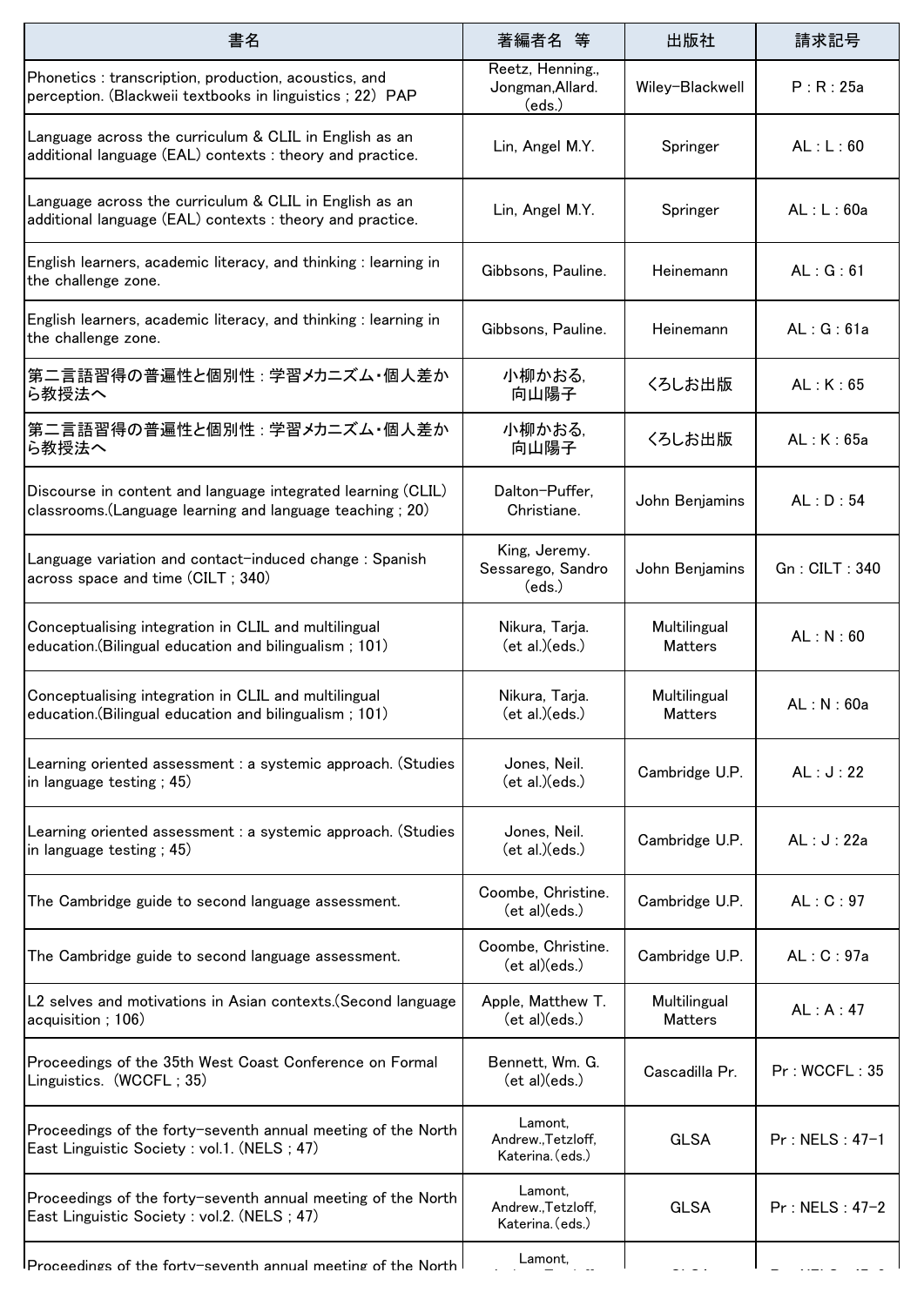| 書名 | 著編者名　等 | 出版社 | 請求記号 |
| --- | --- | --- | --- |
| Phonetics : transcription, production, acoustics, and perception. (Blackweii textbooks in linguistics ; 22) PAP | Reetz, Henning., Jongman,Allard.(eds.) | Wiley-Blackwell | P : R : 25a |
| Language across the curriculum & CLIL in English as an additional language (EAL) contexts : theory and practice. | Lin, Angel M.Y. | Springer | AL : L : 60 |
| Language across the curriculum & CLIL in English as an additional language (EAL) contexts : theory and practice. | Lin, Angel M.Y. | Springer | AL : L : 60a |
| English learners, academic literacy, and thinking : learning in the challenge zone. | Gibbsons, Pauline. | Heinemann | AL : G : 61 |
| English learners, academic literacy, and thinking : learning in the challenge zone. | Gibbsons, Pauline. | Heinemann | AL : G : 61a |
| 第二言語習得の普遍性と個別性 : 学習メカニズム・個人差から教授法へ | 小柳かおる, 向山陽子 | くろしお出版 | AL : K : 65 |
| 第二言語習得の普遍性と個別性 : 学習メカニズム・個人差から教授法へ | 小柳かおる, 向山陽子 | くろしお出版 | AL : K : 65a |
| Discourse in content and language integrated learning (CLIL) classrooms.(Language learning and language teaching ; 20) | Dalton-Puffer, Christiane. | John Benjamins | AL : D : 54 |
| Language variation and contact-induced change : Spanish across space and time (CILT ; 340) | King, Jeremy. Sessarego, Sandro (eds.) | John Benjamins | Gn : CILT : 340 |
| Conceptualising integration in CLIL and multilingual education.(Bilingual education and bilingualism ; 101) | Nikura, Tarja. (et al.)(eds.) | Multilingual Matters | AL : N : 60 |
| Conceptualising integration in CLIL and multilingual education.(Bilingual education and bilingualism ; 101) | Nikura, Tarja. (et al.)(eds.) | Multilingual Matters | AL : N : 60a |
| Learning oriented assessment : a systemic approach. (Studies in language testing ; 45) | Jones, Neil. (et al.)(eds.) | Cambridge U.P. | AL : J : 22 |
| Learning oriented assessment : a systemic approach. (Studies in language testing ; 45) | Jones, Neil. (et al.)(eds.) | Cambridge U.P. | AL : J : 22a |
| The Cambridge guide to second language assessment. | Coombe, Christine. (et al)(eds.) | Cambridge U.P. | AL : C : 97 |
| The Cambridge guide to second language assessment. | Coombe, Christine. (et al)(eds.) | Cambridge U.P. | AL : C : 97a |
| L2 selves and motivations in Asian contexts.(Second language acquisition ; 106) | Apple, Matthew T. (et al)(eds.) | Multilingual Matters | AL : A : 47 |
| Proceedings of the 35th West Coast Conference on Formal Linguistics. (WCCFL ; 35) | Bennett, Wm. G. (et al)(eds.) | Cascadilla Pr. | Pr : WCCFL : 35 |
| Proceedings of the forty-seventh annual meeting of the North East Linguistic Society : vol.1. (NELS ; 47) | Lamont, Andrew.,Tetzloff, Katerina.(eds.) | GLSA | Pr : NELS : 47-1 |
| Proceedings of the forty-seventh annual meeting of the North East Linguistic Society : vol.2. (NELS ; 47) | Lamont, Andrew.,Tetzloff, Katerina.(eds.) | GLSA | Pr : NELS : 47-2 |
| Proceedings of the forty-seventh annual meeting of the North | Lamont, | | |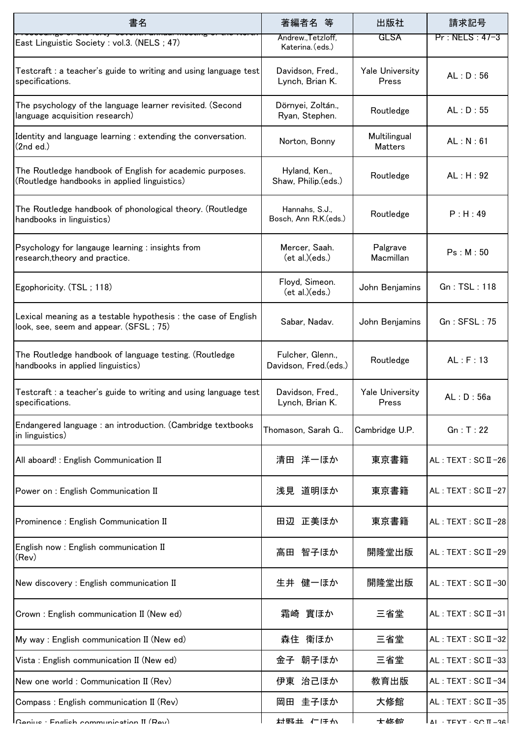| 書名 | 著編者名 等 | 出版社 | 請求記号 |
|---|---|---|---|
| Proceedings of the forty-seventh annual meeting of the North East Linguistic Society : vol.3. (NELS ; 47) | Andrew.,Tetzloff, Katerina.(eds.) | GLSA | Pr : NELS : 47-3 |
| Testcraft : a teacher's guide to writing and using language test specifications. | Davidson, Fred., Lynch, Brian K. | Yale University Press | AL : D : 56 |
| The psychology of the language learner revisited. (Second language acquisition research) | Dörnyei, Zoltán., Ryan, Stephen. | Routledge | AL : D : 55 |
| Identity and language learning : extending the conversation. (2nd ed.) | Norton, Bonny | Multilingual Matters | AL : N : 61 |
| The Routledge handbook of English for academic purposes. (Routledge handbooks in applied linguistics) | Hyland, Ken., Shaw, Philip.(eds.) | Routledge | AL : H : 92 |
| The Routledge handbook of phonological theory. (Routledge handbooks in linguistics) | Hannahs, S.J., Bosch, Ann R.K.(eds.) | Routledge | P : H : 49 |
| Psychology for langauge learning : insights from research,theory and practice. | Mercer, Saah. (et al.)(eds.) | Palgrave Macmillan | Ps : M : 50 |
| Egophoricity. (TSL ; 118) | Floyd, Simeon. (et al.)(eds.) | John Benjamins | Gn : TSL : 118 |
| Lexical meaning as a testable hypothesis : the case of English look, see, seem and appear. (SFSL ; 75) | Sabar, Nadav. | John Benjamins | Gn : SFSL : 75 |
| The Routledge handbook of language testing. (Routledge handbooks in applied linguistics) | Fulcher, Glenn., Davidson, Fred.(eds.) | Routledge | AL : F : 13 |
| Testcraft : a teacher's guide to writing and using language test specifications. | Davidson, Fred., Lynch, Brian K. | Yale University Press | AL : D : 56a |
| Endangered language : an introduction. (Cambridge textbooks in linguistics) | Thomason, Sarah G.. | Cambridge U.P. | Gn : T : 22 |
| All aboard! : English Communication II | 清田　洋一ほか | 東京書籍 | AL : TEXT : SCⅡ-26 |
| Power on : English Communication II | 浅見　道明ほか | 東京書籍 | AL : TEXT : SCⅡ-27 |
| Prominence : English Communication II | 田辺　正美ほか | 東京書籍 | AL : TEXT : SCⅡ-28 |
| English now : English communication II (Rev) | 高田　智子ほか | 開隆堂出版 | AL : TEXT : SCⅡ-29 |
| New discovery : English communication II | 生井　健一ほか | 開隆堂出版 | AL : TEXT : SCⅡ-30 |
| Crown : English communication II (New ed) | 霜崎　實ほか | 三省堂 | AL : TEXT : SCⅡ-31 |
| My way : English communication II (New ed) | 森住　衛ほか | 三省堂 | AL : TEXT : SCⅡ-32 |
| Vista : English communication II (New ed) | 金子　朝子ほか | 三省堂 | AL : TEXT : SCⅡ-33 |
| New one world : Communication II (Rev) | 伊東　治己ほか | 教育出版 | AL : TEXT : SCⅡ-34 |
| Compass : English communication II (Rev) | 岡田　圭子ほか | 大修館 | AL : TEXT : SCⅡ-35 |
| Genius : English communication II (Rev) | 村野井　仁ほか | 大修館 | AL : TEXT : SCⅡ-36 |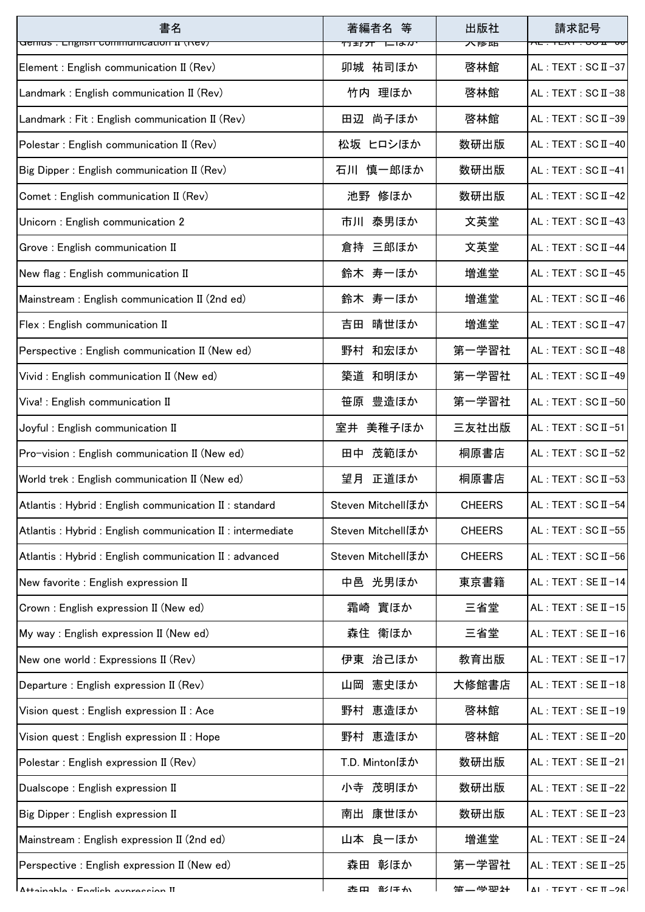| 書名 | 著編者名 等 | 出版社 | 請求記号 |
| --- | --- | --- | --- |
| Genius : English communication II (Rev) | 村野井 仁ほか | 大修館 | AL : TEXT : SCⅡ−36 |
| Element : English communication Ⅱ (Rev) | 卯城 祐司ほか | 啓林館 | AL : TEXT : SCⅡ−37 |
| Landmark : English communication Ⅱ (Rev) | 竹内 理ほか | 啓林館 | AL : TEXT : SCⅡ−38 |
| Landmark : Fit : English communication Ⅱ (Rev) | 田辺 尚子ほか | 啓林館 | AL : TEXT : SCⅡ−39 |
| Polestar : English communication Ⅱ (Rev) | 松坂 ヒロシほか | 数研出版 | AL : TEXT : SCⅡ−40 |
| Big Dipper : English communication Ⅱ (Rev) | 石川 慎一郎ほか | 数研出版 | AL : TEXT : SCⅡ−41 |
| Comet : English communication Ⅱ (Rev) | 池野 修ほか | 数研出版 | AL : TEXT : SCⅡ−42 |
| Unicorn : English communication 2 | 市川 泰男ほか | 文英堂 | AL : TEXT : SCⅡ−43 |
| Grove : English communication Ⅱ | 倉持 三郎ほか | 文英堂 | AL : TEXT : SCⅡ−44 |
| New flag : English communication Ⅱ | 鈴木 寿一ほか | 増進堂 | AL : TEXT : SCⅡ−45 |
| Mainstream : English communication Ⅱ (2nd ed) | 鈴木 寿一ほか | 増進堂 | AL : TEXT : SCⅡ−46 |
| Flex : English communication Ⅱ | 吉田 晴世ほか | 増進堂 | AL : TEXT : SCⅡ−47 |
| Perspective : English communication Ⅱ (New ed) | 野村 和宏ほか | 第一学習社 | AL : TEXT : SCⅡ−48 |
| Vivid : English communication Ⅱ (New ed) | 築道 和明ほか | 第一学習社 | AL : TEXT : SCⅡ−49 |
| Viva! : English communication Ⅱ | 笹原 豊造ほか | 第一学習社 | AL : TEXT : SCⅡ−50 |
| Joyful : English communication Ⅱ | 室井 美稚子ほか | 三友社出版 | AL : TEXT : SCⅡ−51 |
| Pro-vision : English communication Ⅱ (New ed) | 田中 茂範ほか | 桐原書店 | AL : TEXT : SCⅡ−52 |
| World trek : English communication Ⅱ (New ed) | 望月 正道ほか | 桐原書店 | AL : TEXT : SCⅡ−53 |
| Atlantis : Hybrid : English communication Ⅱ : standard | Steven Mitchellほか | CHEERS | AL : TEXT : SCⅡ−54 |
| Atlantis : Hybrid : English communication Ⅱ : intermediate | Steven Mitchellほか | CHEERS | AL : TEXT : SCⅡ−55 |
| Atlantis : Hybrid : English communication Ⅱ : advanced | Steven Mitchellほか | CHEERS | AL : TEXT : SCⅡ−56 |
| New favorite : English expression Ⅱ | 中邑 光男ほか | 東京書籍 | AL : TEXT : SEⅡ−14 |
| Crown : English expression Ⅱ (New ed) | 霜崎 實ほか | 三省堂 | AL : TEXT : SEⅡ−15 |
| My way : English expression Ⅱ (New ed) | 森住 衛ほか | 三省堂 | AL : TEXT : SEⅡ−16 |
| New one world : Expressions Ⅱ (Rev) | 伊東 治己ほか | 教育出版 | AL : TEXT : SEⅡ−17 |
| Departure : English expression Ⅱ (Rev) | 山岡 憲史ほか | 大修館書店 | AL : TEXT : SEⅡ−18 |
| Vision quest : English expression Ⅱ : Ace | 野村 恵造ほか | 啓林館 | AL : TEXT : SEⅡ−19 |
| Vision quest : English expression Ⅱ : Hope | 野村 恵造ほか | 啓林館 | AL : TEXT : SEⅡ−20 |
| Polestar : English expression Ⅱ (Rev) | T.D. Mintonほか | 数研出版 | AL : TEXT : SEⅡ−21 |
| Dualscope : English expression Ⅱ | 小寺 茂明ほか | 数研出版 | AL : TEXT : SEⅡ−22 |
| Big Dipper : English expression Ⅱ | 南出 康世ほか | 数研出版 | AL : TEXT : SEⅡ−23 |
| Mainstream : English expression Ⅱ (2nd ed) | 山本 良一ほか | 増進堂 | AL : TEXT : SEⅡ−24 |
| Perspective : English expression Ⅱ (New ed) | 森田 彰ほか | 第一学習社 | AL : TEXT : SEⅡ−25 |
| Attainable : English expression Ⅱ | 森田 彰ほか | 第一学習社 | AL : TEXT : SEⅡ−26 |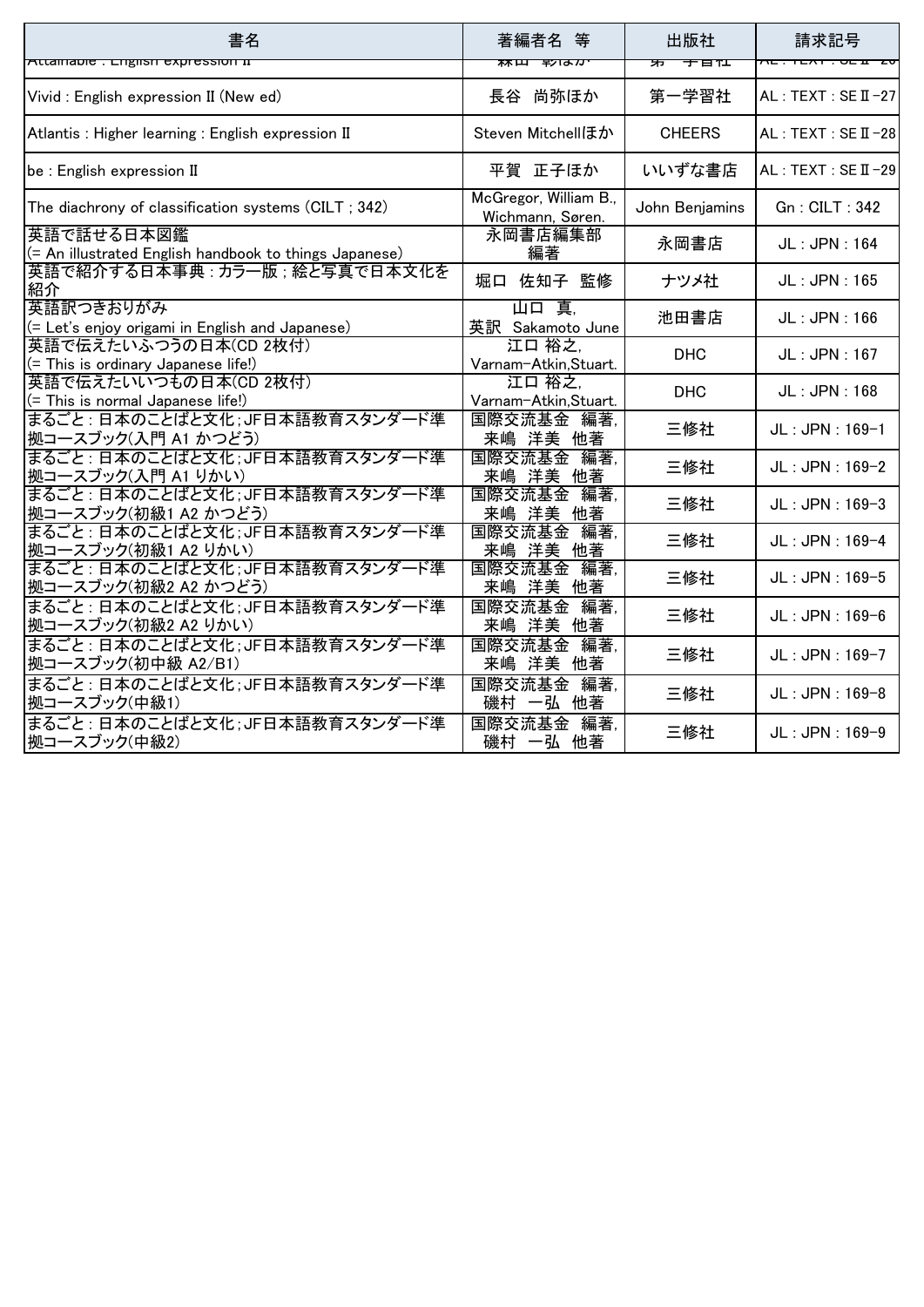| 書名 | 著編者名　等 | 出版社 | 請求記号 |
|---|---|---|---|
| Attainable : English expression II | 森田　彰ほか | 第一学習社 | AL : TEXT : SE II -26 |
| Vivid : English expression II (New ed) | 長谷　尚弥ほか | 第一学習社 | AL : TEXT : SE II -27 |
| Atlantis : Higher learning : English expression II | Steven Mitchellほか | CHEERS | AL : TEXT : SE II -28 |
| be : English expression II | 平賀　正子ほか | いいずな書店 | AL : TEXT : SE II -29 |
| The diachrony of classification systems (CILT ; 342) | McGregor, William B., Wichmann, Søren. | John Benjamins | Gn : CILT : 342 |
| 英語で話せる日本図鑑 (= An illustrated English handbook to things Japanese) | 永岡書店編集部　編著 | 永岡書店 | JL : JPN : 164 |
| 英語で紹介する日本事典 : カラー版 ; 絵と写真で日本文化を紹介 | 堀口　佐知子　監修 | ナツメ社 | JL : JPN : 165 |
| 英語訳つきおりがみ (= Let's enjoy origami in English and Japanese) | 山口　真, 英訳　Sakamoto June | 池田書店 | JL : JPN : 166 |
| 英語で伝えたいふつうの日本(CD 2枚付) (= This is ordinary Japanese life!) | 江口 裕之, Varnam-Atkin,Stuart. | DHC | JL : JPN : 167 |
| 英語で伝えたいいつもの日本(CD 2枚付) (= This is normal Japanese life!) | 江口 裕之, Varnam-Atkin,Stuart. | DHC | JL : JPN : 168 |
| まるごと : 日本のことばと文化 ; JF日本語教育スタンダード準拠コースブック(入門 A1 かつどう) | 国際交流基金　編著, 来嶋　洋美　他著 | 三修社 | JL : JPN : 169-1 |
| まるごと : 日本のことばと文化 ; JF日本語教育スタンダード準拠コースブック(入門 A1 りかい) | 国際交流基金　編著, 来嶋　洋美　他著 | 三修社 | JL : JPN : 169-2 |
| まるごと : 日本のことばと文化 ; JF日本語教育スタンダード準拠コースブック(初級1 A2 かつどう) | 国際交流基金　編著, 来嶋　洋美　他著 | 三修社 | JL : JPN : 169-3 |
| まるごと : 日本のことばと文化 ; JF日本語教育スタンダード準拠コースブック(初級1 A2 りかい) | 国際交流基金　編著, 来嶋　洋美　他著 | 三修社 | JL : JPN : 169-4 |
| まるごと : 日本のことばと文化 ; JF日本語教育スタンダード準拠コースブック(初級2 A2 かつどう) | 国際交流基金　編著, 来嶋　洋美　他著 | 三修社 | JL : JPN : 169-5 |
| まるごと : 日本のことばと文化 ; JF日本語教育スタンダード準拠コースブック(初級2 A2 りかい) | 国際交流基金　編著, 来嶋　洋美　他著 | 三修社 | JL : JPN : 169-6 |
| まるごと : 日本のことばと文化 ; JF日本語教育スタンダード準拠コースブック(初中級 A2/B1) | 国際交流基金　編著, 来嶋　洋美　他著 | 三修社 | JL : JPN : 169-7 |
| まるごと : 日本のことばと文化 ; JF日本語教育スタンダード準拠コースブック(中級1) | 国際交流基金　編著, 磯村　一弘　他著 | 三修社 | JL : JPN : 169-8 |
| まるごと : 日本のことばと文化 ; JF日本語教育スタンダード準拠コースブック(中級2) | 国際交流基金　編著, 磯村　一弘　他著 | 三修社 | JL : JPN : 169-9 |